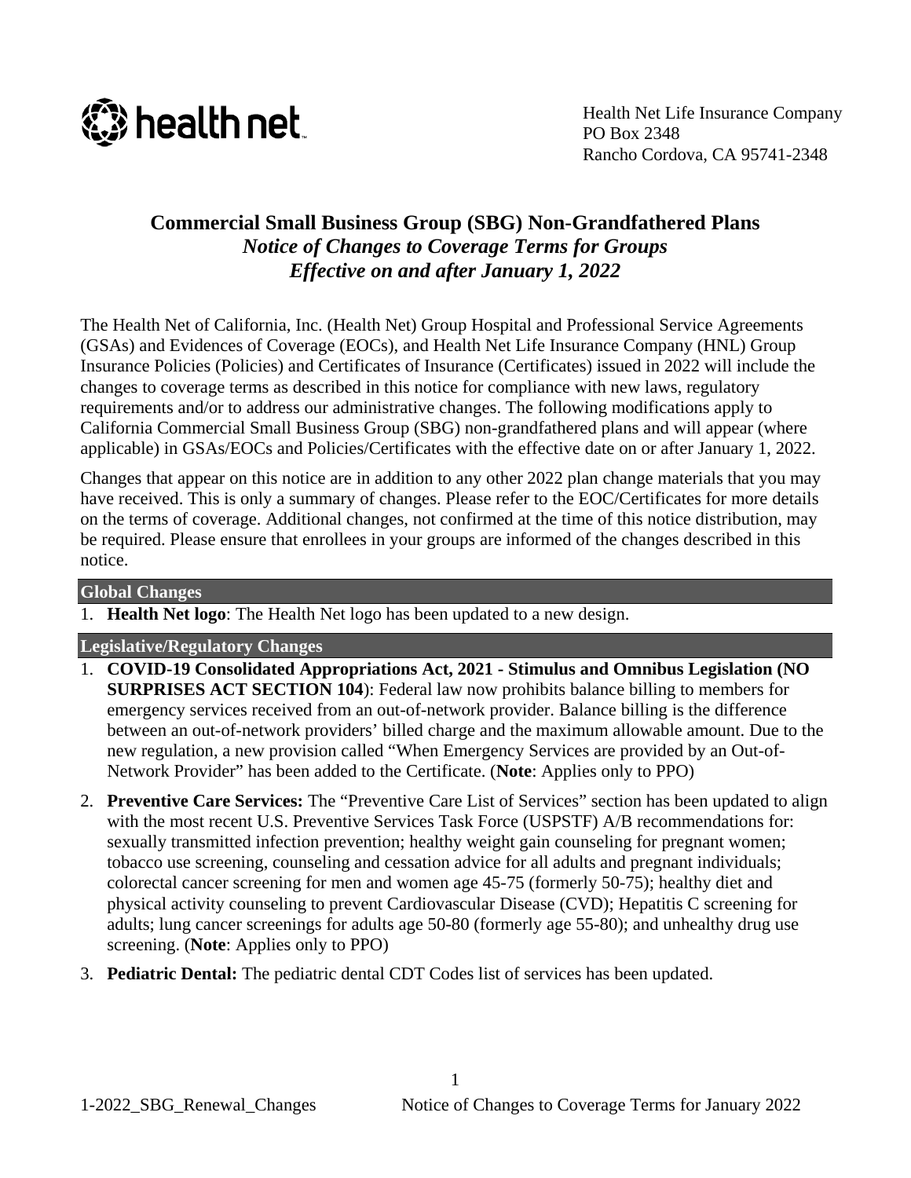Health Net Life Insurance Company
PO Box 2348
Rancho Cordova, CA 95741-2348

# Commercial Small Business Group (SBG) Non-Grandfathered Plans

## *Notice of Changes to Coverage Terms for Groups*
## *Effective on and after January 1, 2022*

The Health Net of California, Inc. (Health Net) Group Hospital and Professional Service Agreements (GSAs) and Evidences of Coverage (EOCs), and Health Net Life Insurance Company (HNL) Group Insurance Policies (Policies) and Certificates of Insurance (Certificates) issued in 2022 will include the changes to coverage terms as described in this notice for compliance with new laws, regulatory requirements and/or to address our administrative changes. The following modifications apply to California Commercial Small Business Group (SBG) non-grandfathered plans and will appear (where applicable) in GSAs/EOCs and Policies/Certificates with the effective date on or after January 1, 2022.

Changes that appear on this notice are in addition to any other 2022 plan change materials that you may have received. This is only a summary of changes. Please refer to the EOC/Certificates for more details on the terms of coverage. Additional changes, not confirmed at the time of this notice distribution, may be required. Please ensure that enrollees in your groups are informed of the changes described in this notice.

### Global Changes

1. **Health Net logo**: The Health Net logo has been updated to a new design.

### Legislative/Regulatory Changes

1. **COVID-19 Consolidated Appropriations Act, 2021 - Stimulus and Omnibus Legislation (NO SURPRISES ACT SECTION 104)**: Federal law now prohibits balance billing to members for emergency services received from an out-of-network provider. Balance billing is the difference between an out-of-network providers' billed charge and the maximum allowable amount. Due to the new regulation, a new provision called "When Emergency Services are provided by an Out-of-Network Provider" has been added to the Certificate. (**Note**: Applies only to PPO)
2. **Preventive Care Services:** The "Preventive Care List of Services" section has been updated to align with the most recent U.S. Preventive Services Task Force (USPSTF) A/B recommendations for: sexually transmitted infection prevention; healthy weight gain counseling for pregnant women; tobacco use screening, counseling and cessation advice for all adults and pregnant individuals; colorectal cancer screening for men and women age 45-75 (formerly 50-75); healthy diet and physical activity counseling to prevent Cardiovascular Disease (CVD); Hepatitis C screening for adults; lung cancer screenings for adults age 50-80 (formerly age 55-80); and unhealthy drug use screening. (**Note**: Applies only to PPO)
3. **Pediatric Dental:** The pediatric dental CDT Codes list of services has been updated.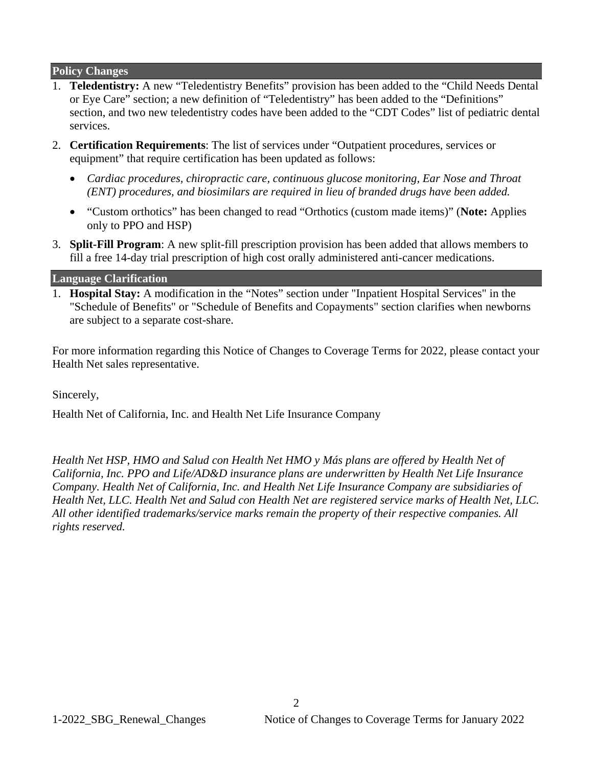## Policy Changes

1. **Teledentistry:** A new “Teledentistry Benefits” provision has been added to the “Child Needs Dental or Eye Care” section; a new definition of “Teledentistry” has been added to the “Definitions” section, and two new teledentistry codes have been added to the “CDT Codes” list of pediatric dental services.
2. **Certification Requirements**: The list of services under “Outpatient procedures, services or equipment” that require certification has been updated as follows:
    - *Cardiac procedures, chiropractic care, continuous glucose monitoring, Ear Nose and Throat (ENT) procedures, and biosimilars are required in lieu of branded drugs have been added.*
    - “Custom orthotics” has been changed to read “Orthotics (custom made items)” (**Note:** Applies only to PPO and HSP)
3. **Split-Fill Program**: A new split-fill prescription provision has been added that allows members to fill a free 14-day trial prescription of high cost orally administered anti-cancer medications.

## Language Clarification

1. **Hospital Stay:** A modification in the “Notes” section under "Inpatient Hospital Services" in the "Schedule of Benefits" or "Schedule of Benefits and Copayments" section clarifies when newborns are subject to a separate cost-share.

For more information regarding this Notice of Changes to Coverage Terms for 2022, please contact your Health Net sales representative.

Sincerely,

Health Net of California, Inc. and Health Net Life Insurance Company

*Health Net HSP, HMO and Salud con Health Net HMO y Más plans are offered by Health Net of California, Inc. PPO and Life/AD&D insurance plans are underwritten by Health Net Life Insurance Company. Health Net of California, Inc. and Health Net Life Insurance Company are subsidiaries of Health Net, LLC. Health Net and Salud con Health Net are registered service marks of Health Net, LLC. All other identified trademarks/service marks remain the property of their respective companies. All rights reserved.*